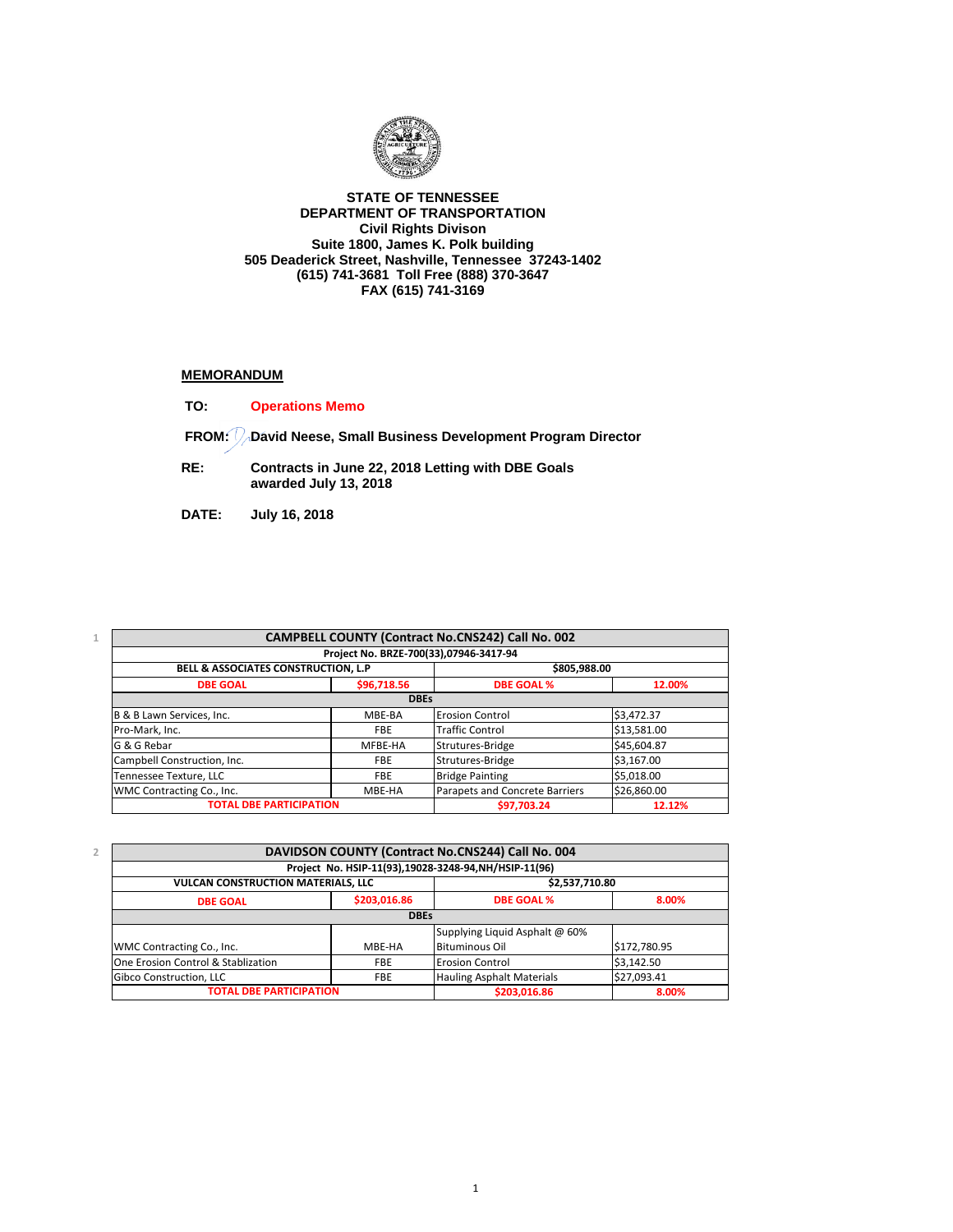**STATE OF TENNESSEE**
**DEPARTMENT OF TRANSPORTATION**
**Civil Rights Divison**
**Suite 1800, James K. Polk building**
**505 Deaderick Street, Nashville, Tennessee 37243-1402**
**(615) 741-3681 Toll Free (888) 370-3647**
**FAX (615) 741-3169**

## MEMORANDUM

**TO:** **Operations Memo**

**FROM:** **David Neese, Small Business Development Program Director**

**RE:** **Contracts in June 22, 2018 Letting with DBE Goals awarded July 13, 2018**

**DATE:** **July 16, 2018**

1

| CAMPBELL COUNTY (Contract No.CNS242) Call No. 002 | | | |
|---|---|---|---|
| Project No. BRZE-700(33),07946-3417-94 | | | |
| BELL & ASSOCIATES CONSTRUCTION, L.P | | $805,988.00 | |
| DBE GOAL | $96,718.56 | DBE GOAL % | 12.00% |
| DBEs | | | |
| B & B Lawn Services, Inc. | MBE-BA | Erosion Control | $3,472.37 |
| Pro-Mark, Inc. | FBE | Traffic Control | $13,581.00 |
| G & G Rebar | MFBE-HA | Strutures-Bridge | $45,604.87 |
| Campbell Construction, Inc. | FBE | Strutures-Bridge | $3,167.00 |
| Tennessee Texture, LLC | FBE | Bridge Painting | $5,018.00 |
| WMC Contracting Co., Inc. | MBE-HA | Parapets and Concrete Barriers | $26,860.00 |
| TOTAL DBE PARTICIPATION | | $97,703.24 | 12.12% |

2

| DAVIDSON COUNTY (Contract No.CNS244) Call No. 004 | | | |
|---|---|---|---|
| Project No. HSIP-11(93),19028-3248-94,NH/HSIP-11(96) | | | |
| VULCAN CONSTRUCTION MATERIALS, LLC | | $2,537,710.80 | |
| DBE GOAL | $203,016.86 | DBE GOAL % | 8.00% |
| DBEs | | | |
| WMC Contracting Co., Inc. | MBE-HA | Supplying Liquid Asphalt @ 60% Bituminous Oil | $172,780.95 |
| One Erosion Control & Stablization | FBE | Erosion Control | $3,142.50 |
| Gibco Construction, LLC | FBE | Hauling Asphalt Materials | $27,093.41 |
| TOTAL DBE PARTICIPATION | | $203,016.86 | 8.00% |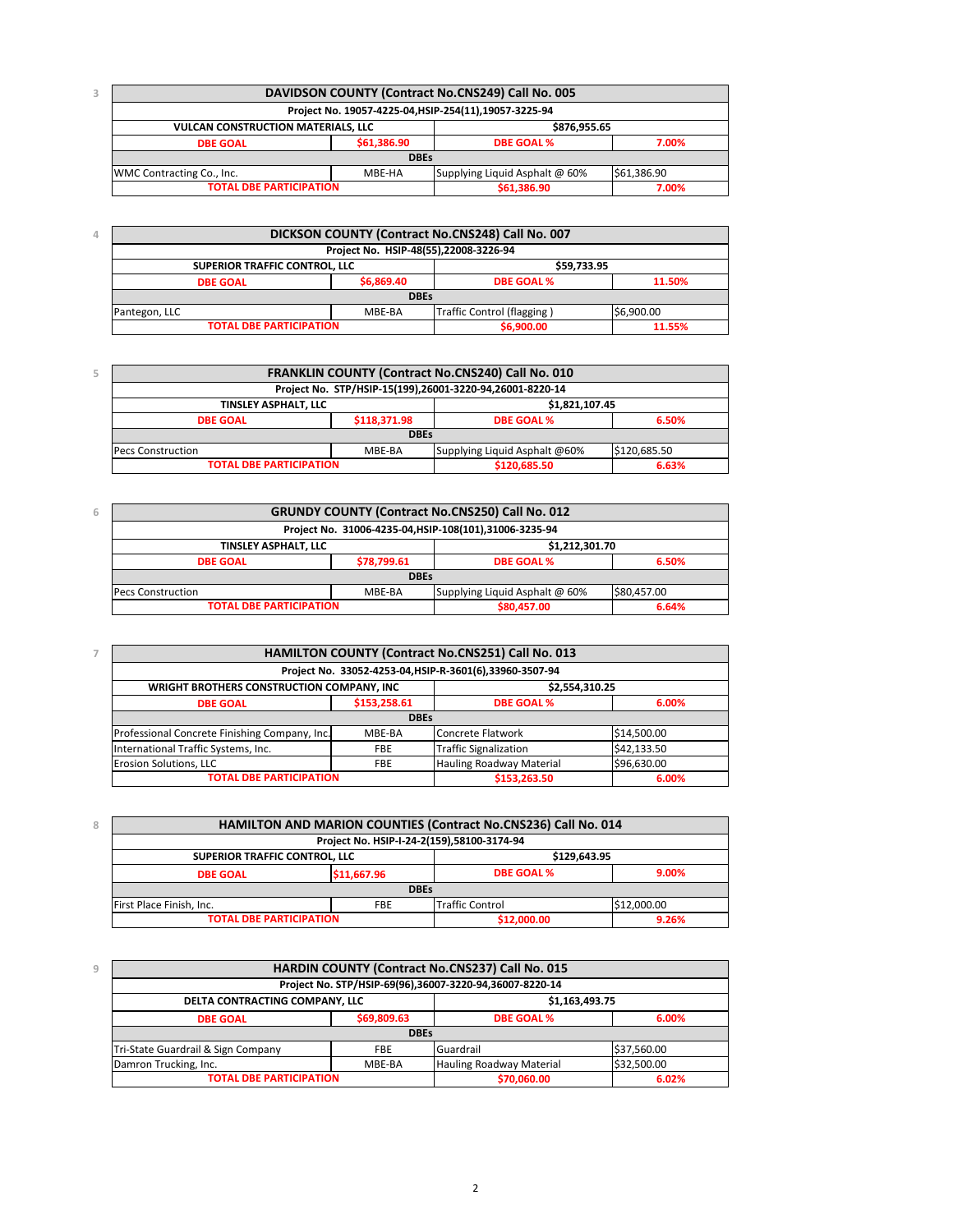3

| DAVIDSON COUNTY (Contract No.CNS249) Call No. 005 | | | |
|---|---|---|---|
| Project No. 19057-4225-04,HSIP-254(11),19057-3225-94 | | | |
| VULCAN CONSTRUCTION MATERIALS, LLC | | $876,955.65 | |
| DBE GOAL | $61,386.90 | DBE GOAL % | 7.00% |
| DBEs | | | |
| WMC Contracting Co., Inc. | MBE-HA | Supplying Liquid Asphalt @ 60% | $61,386.90 |
| TOTAL DBE PARTICIPATION | | $61,386.90 | 7.00% |

4

| DICKSON COUNTY (Contract No.CNS248) Call No. 007 | | | |
|---|---|---|---|
| Project No. HSIP-48(55),22008-3226-94 | | | |
| SUPERIOR TRAFFIC CONTROL, LLC | | $59,733.95 | |
| DBE GOAL | $6,869.40 | DBE GOAL % | 11.50% |
| DBEs | | | |
| Pantegon, LLC | MBE-BA | Traffic Control (flagging ) | $6,900.00 |
| TOTAL DBE PARTICIPATION | | $6,900.00 | 11.55% |

5

| FRANKLIN COUNTY (Contract No.CNS240) Call No. 010 | | | |
|---|---|---|---|
| Project No. STP/HSIP-15(199),26001-3220-94,26001-8220-14 | | | |
| TINSLEY ASPHALT, LLC | | $1,821,107.45 | |
| DBE GOAL | $118,371.98 | DBE GOAL % | 6.50% |
| DBEs | | | |
| Pecs Construction | MBE-BA | Supplying Liquid Asphalt @60% | $120,685.50 |
| TOTAL DBE PARTICIPATION | | $120,685.50 | 6.63% |

6

| GRUNDY COUNTY (Contract No.CNS250) Call No. 012 | | | |
|---|---|---|---|
| Project No. 31006-4235-04,HSIP-108(101),31006-3235-94 | | | |
| TINSLEY ASPHALT, LLC | | $1,212,301.70 | |
| DBE GOAL | $78,799.61 | DBE GOAL % | 6.50% |
| DBEs | | | |
| Pecs Construction | MBE-BA | Supplying Liquid Asphalt @ 60% | $80,457.00 |
| TOTAL DBE PARTICIPATION | | $80,457.00 | 6.64% |

7

| HAMILTON COUNTY (Contract No.CNS251) Call No. 013 | | | |
|---|---|---|---|
| Project No. 33052-4253-04,HSIP-R-3601(6),33960-3507-94 | | | |
| WRIGHT BROTHERS CONSTRUCTION COMPANY, INC | | $2,554,310.25 | |
| DBE GOAL | $153,258.61 | DBE GOAL % | 6.00% |
| DBEs | | | |
| Professional Concrete Finishing Company, Inc. | MBE-BA | Concrete Flatwork | $14,500.00 |
| International Traffic Systems, Inc. | FBE | Traffic Signalization | $42,133.50 |
| Erosion Solutions, LLC | FBE | Hauling Roadway Material | $96,630.00 |
| TOTAL DBE PARTICIPATION | | $153,263.50 | 6.00% |

8

| HAMILTON AND MARION COUNTIES (Contract No.CNS236) Call No. 014 | | | |
|---|---|---|---|
| Project No. HSIP-I-24-2(159),58100-3174-94 | | | |
| SUPERIOR TRAFFIC CONTROL, LLC | | $129,643.95 | |
| DBE GOAL | $11,667.96 | DBE GOAL % | 9.00% |
| DBEs | | | |
| First Place Finish, Inc. | FBE | Traffic Control | $12,000.00 |
| TOTAL DBE PARTICIPATION | | $12,000.00 | 9.26% |

9

| HARDIN COUNTY (Contract No.CNS237) Call No. 015 | | | |
|---|---|---|---|
| Project No. STP/HSIP-69(96),36007-3220-94,36007-8220-14 | | | |
| DELTA CONTRACTING COMPANY, LLC | | $1,163,493.75 | |
| DBE GOAL | $69,809.63 | DBE GOAL % | 6.00% |
| DBEs | | | |
| Tri-State Guardrail & Sign Company | FBE | Guardrail | $37,560.00 |
| Damron Trucking, Inc. | MBE-BA | Hauling Roadway Material | $32,500.00 |
| TOTAL DBE PARTICIPATION | | $70,060.00 | 6.02% |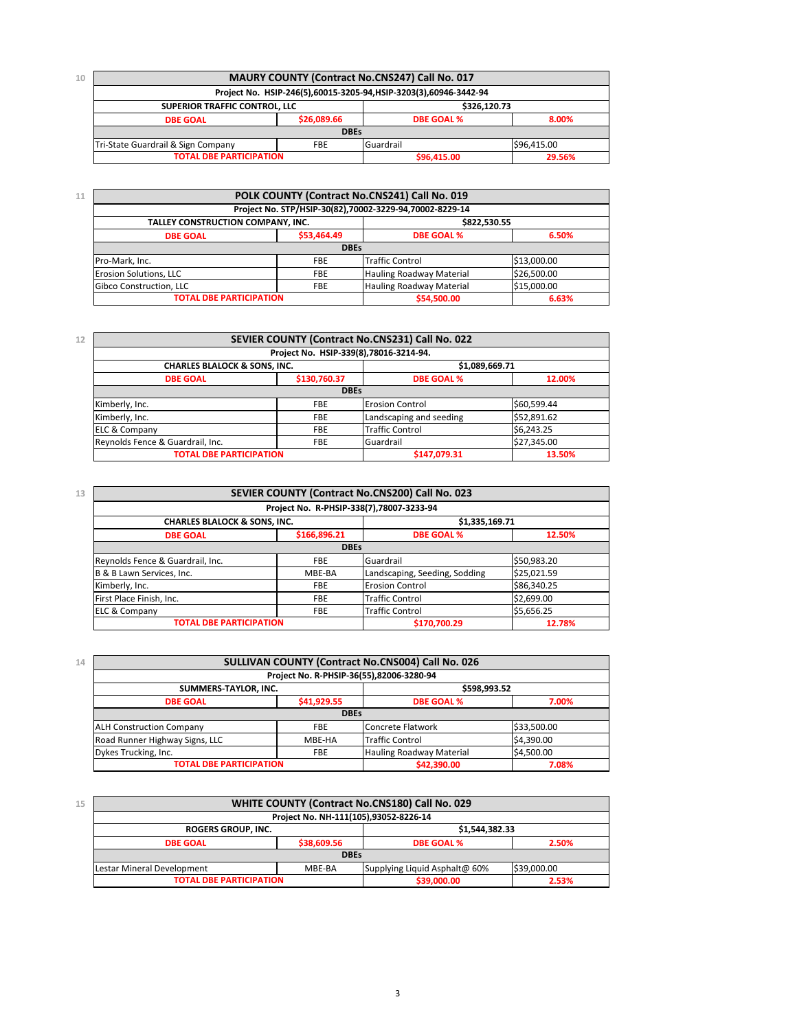10

| MAURY COUNTY (Contract No.CNS247) Call No. 017 | | | |
|---|---|---|---|
| Project No. HSIP-246(5),60015-3205-94,HSIP-3203(3),60946-3442-94 | | | |
| SUPERIOR TRAFFIC CONTROL, LLC | | $326,120.73 | |
| DBE GOAL | $26,089.66 | DBE GOAL % | 8.00% |
| DBEs | | | |
| Tri-State Guardrail & Sign Company | FBE | Guardrail | $96,415.00 |
| TOTAL DBE PARTICIPATION | | $96,415.00 | 29.56% |

11

| POLK COUNTY (Contract No.CNS241) Call No. 019 | | | |
|---|---|---|---|
| Project No. STP/HSIP-30(82),70002-3229-94,70002-8229-14 | | | |
| TALLEY CONSTRUCTION COMPANY, INC. | | $822,530.55 | |
| DBE GOAL | $53,464.49 | DBE GOAL % | 6.50% |
| DBEs | | | |
| Pro-Mark, Inc. | FBE | Traffic Control | $13,000.00 |
| Erosion Solutions, LLC | FBE | Hauling Roadway Material | $26,500.00 |
| Gibco Construction, LLC | FBE | Hauling Roadway Material | $15,000.00 |
| TOTAL DBE PARTICIPATION | | $54,500.00 | 6.63% |

12

| SEVIER COUNTY (Contract No.CNS231) Call No. 022 | | | |
|---|---|---|---|
| Project No. HSIP-339(8),78016-3214-94. | | | |
| CHARLES BLALOCK & SONS, INC. | | $1,089,669.71 | |
| DBE GOAL | $130,760.37 | DBE GOAL % | 12.00% |
| DBEs | | | |
| Kimberly, Inc. | FBE | Erosion Control | $60,599.44 |
| Kimberly, Inc. | FBE | Landscaping and seeding | $52,891.62 |
| ELC & Company | FBE | Traffic Control | $6,243.25 |
| Reynolds Fence & Guardrail, Inc. | FBE | Guardrail | $27,345.00 |
| TOTAL DBE PARTICIPATION | | $147,079.31 | 13.50% |

13

| SEVIER COUNTY (Contract No.CNS200) Call No. 023 | | | |
|---|---|---|---|
| Project No. R-PHSIP-338(7),78007-3233-94 | | | |
| CHARLES BLALOCK & SONS, INC. | | $1,335,169.71 | |
| DBE GOAL | $166,896.21 | DBE GOAL % | 12.50% |
| DBEs | | | |
| Reynolds Fence & Guardrail, Inc. | FBE | Guardrail | $50,983.20 |
| B & B Lawn Services, Inc. | MBE-BA | Landscaping, Seeding, Sodding | $25,021.59 |
| Kimberly, Inc. | FBE | Erosion Control | $86,340.25 |
| First Place Finish, Inc. | FBE | Traffic Control | $2,699.00 |
| ELC & Company | FBE | Traffic Control | $5,656.25 |
| TOTAL DBE PARTICIPATION | | $170,700.29 | 12.78% |

14

| SULLIVAN COUNTY (Contract No.CNS004) Call No. 026 | | | |
|---|---|---|---|
| Project No. R-PHSIP-36(55),82006-3280-94 | | | |
| SUMMERS-TAYLOR, INC. | | $598,993.52 | |
| DBE GOAL | $41,929.55 | DBE GOAL % | 7.00% |
| DBEs | | | |
| ALH Construction Company | FBE | Concrete Flatwork | $33,500.00 |
| Road Runner Highway Signs, LLC | MBE-HA | Traffic Control | $4,390.00 |
| Dykes Trucking, Inc. | FBE | Hauling Roadway Material | $4,500.00 |
| TOTAL DBE PARTICIPATION | | $42,390.00 | 7.08% |

15

| WHITE COUNTY (Contract No.CNS180) Call No. 029 | | | |
|---|---|---|---|
| Project No. NH-111(105),93052-8226-14 | | | |
| ROGERS GROUP, INC. | | $1,544,382.33 | |
| DBE GOAL | $38,609.56 | DBE GOAL % | 2.50% |
| DBEs | | | |
| Lestar Mineral Development | MBE-BA | Supplying Liquid Asphalt@ 60% | $39,000.00 |
| TOTAL DBE PARTICIPATION | | $39,000.00 | 2.53% |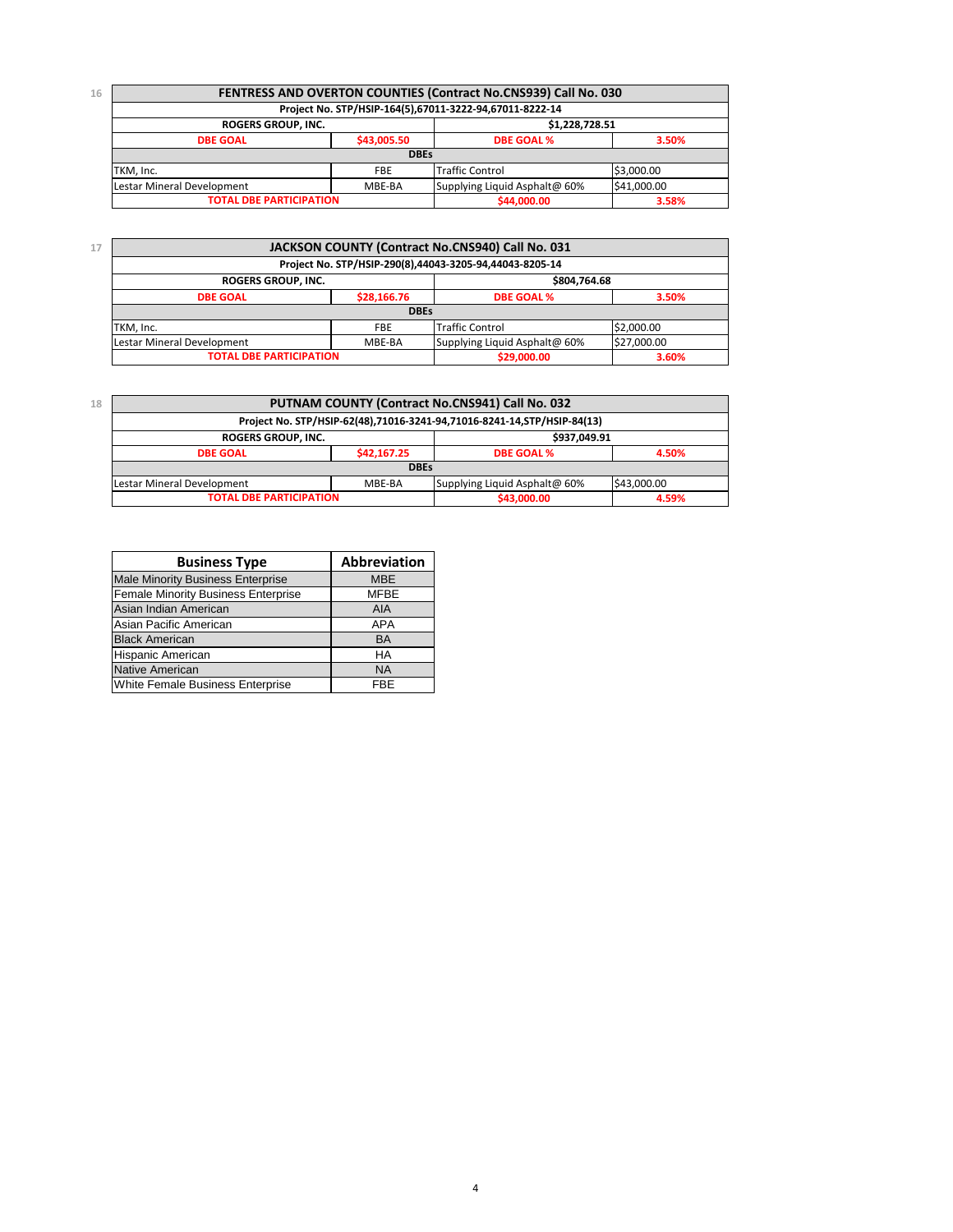16

| FENTRESS AND OVERTON COUNTIES (Contract No.CNS939) Call No. 030 | | | |
|---|---|---|---|
| Project No. STP/HSIP-164(5),67011-3222-94,67011-8222-14 | | | |
| ROGERS GROUP, INC. | | $1,228,728.51 | |
| DBE GOAL | $43,005.50 | DBE GOAL % | 3.50% |
| DBEs | | | |
| TKM, Inc. | FBE | Traffic Control | $3,000.00 |
| Lestar Mineral Development | MBE-BA | Supplying Liquid Asphalt@ 60% | $41,000.00 |
| TOTAL DBE PARTICIPATION | | $44,000.00 | 3.58% |

17

| JACKSON COUNTY (Contract No.CNS940) Call No. 031 | | | |
|---|---|---|---|
| Project No. STP/HSIP-290(8),44043-3205-94,44043-8205-14 | | | |
| ROGERS GROUP, INC. | | $804,764.68 | |
| DBE GOAL | $28,166.76 | DBE GOAL % | 3.50% |
| DBEs | | | |
| TKM, Inc. | FBE | Traffic Control | $2,000.00 |
| Lestar Mineral Development | MBE-BA | Supplying Liquid Asphalt@ 60% | $27,000.00 |
| TOTAL DBE PARTICIPATION | | $29,000.00 | 3.60% |

18

| PUTNAM COUNTY (Contract No.CNS941) Call No. 032 | | | |
|---|---|---|---|
| Project No. STP/HSIP-62(48),71016-3241-94,71016-8241-14,STP/HSIP-84(13) | | | |
| ROGERS GROUP, INC. | | $937,049.91 | |
| DBE GOAL | $42,167.25 | DBE GOAL % | 4.50% |
| DBEs | | | |
| Lestar Mineral Development | MBE-BA | Supplying Liquid Asphalt@ 60% | $43,000.00 |
| TOTAL DBE PARTICIPATION | | $43,000.00 | 4.59% |

| Business Type | Abbreviation |
|---|---|
| Male Minority Business Enterprise | MBE |
| Female Minority Business Enterprise | MFBE |
| Asian Indian American | AIA |
| Asian Pacific American | APA |
| Black American | BA |
| Hispanic American | HA |
| Native American | NA |
| White Female Business Enterprise | FBE |